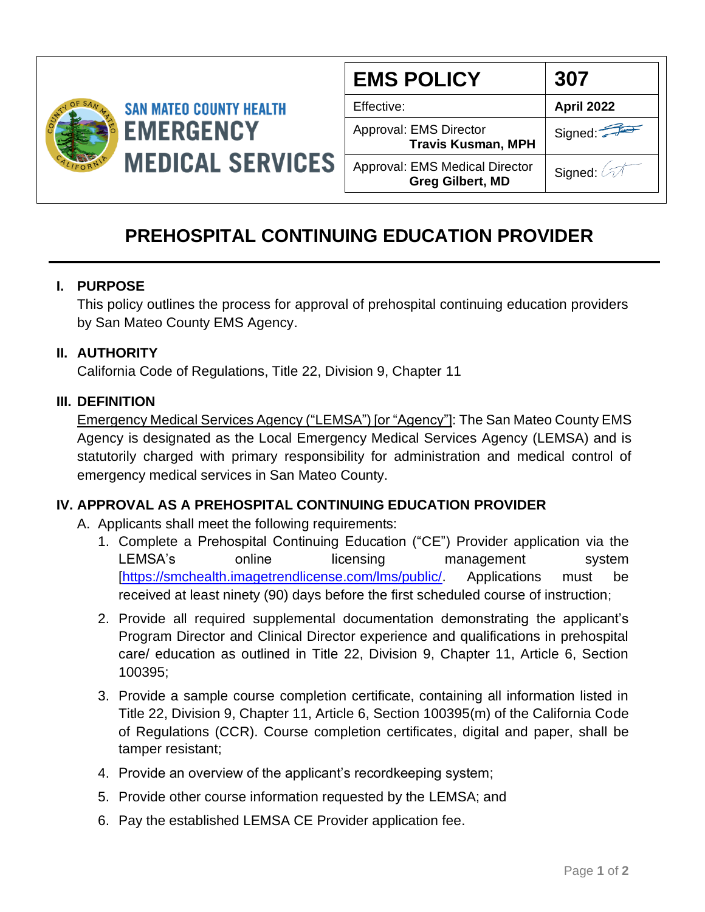SAN MATEO COUNTY HEALTH
EMERGENCY MEDICAL SERVICES

| EMS POLICY | 307 |
| --- | --- |
| Effective: | **April 2022** |
| Approval: EMS Director **Travis Kusman, MPH** | Signed: |
| Approval: EMS Medical Director **Greg Gilbert, MD** | Signed: |

# PREHOSPITAL CONTINUING EDUCATION PROVIDER

## I. PURPOSE

This policy outlines the process for approval of prehospital continuing education providers by San Mateo County EMS Agency.

## II. AUTHORITY

California Code of Regulations, Title 22, Division 9, Chapter 11

## III. DEFINITION

Emergency Medical Services Agency ("LEMSA") [or "Agency"]: The San Mateo County EMS Agency is designated as the Local Emergency Medical Services Agency (LEMSA) and is statutorily charged with primary responsibility for administration and medical control of emergency medical services in San Mateo County.

## IV. APPROVAL AS A PREHOSPITAL CONTINUING EDUCATION PROVIDER

A. Applicants shall meet the following requirements:

1. Complete a Prehospital Continuing Education ("CE") Provider application via the LEMSA's online licensing management system [https://smchealth.imagetrendlicense.com/lms/public/. Applications must be received at least ninety (90) days before the first scheduled course of instruction;
2. Provide all required supplemental documentation demonstrating the applicant's Program Director and Clinical Director experience and qualifications in prehospital care/ education as outlined in Title 22, Division 9, Chapter 11, Article 6, Section 100395;
3. Provide a sample course completion certificate, containing all information listed in Title 22, Division 9, Chapter 11, Article 6, Section 100395(m) of the California Code of Regulations (CCR). Course completion certificates, digital and paper, shall be tamper resistant;
4. Provide an overview of the applicant's recordkeeping system;
5. Provide other course information requested by the LEMSA; and
6. Pay the established LEMSA CE Provider application fee.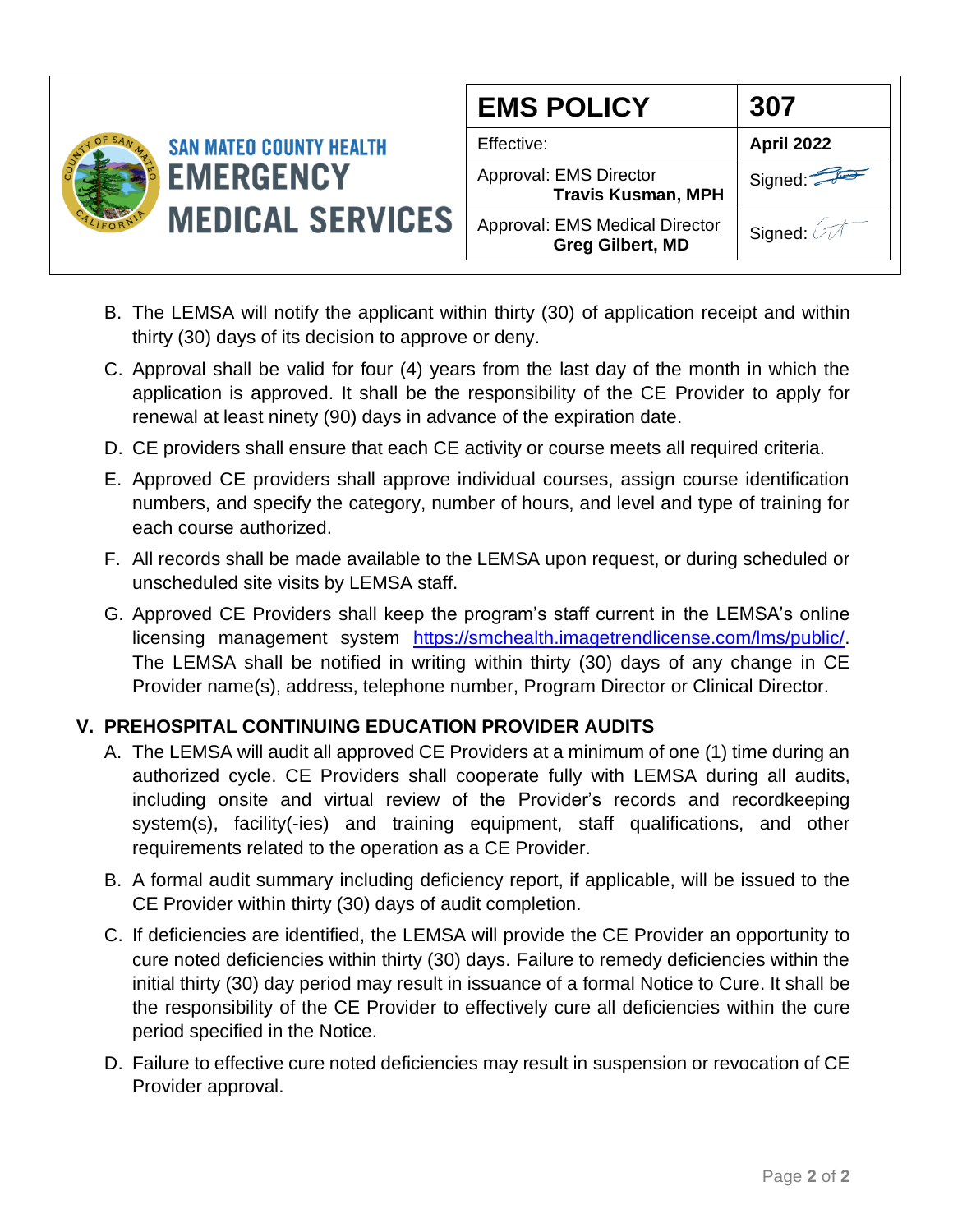B. The LEMSA will notify the applicant within thirty (30) of application receipt and within thirty (30) days of its decision to approve or deny.

C. Approval shall be valid for four (4) years from the last day of the month in which the application is approved. It shall be the responsibility of the CE Provider to apply for renewal at least ninety (90) days in advance of the expiration date.

D. CE providers shall ensure that each CE activity or course meets all required criteria.

E. Approved CE providers shall approve individual courses, assign course identification numbers, and specify the category, number of hours, and level and type of training for each course authorized.

F. All records shall be made available to the LEMSA upon request, or during scheduled or unscheduled site visits by LEMSA staff.

G. Approved CE Providers shall keep the program's staff current in the LEMSA's online licensing management system https://smchealth.imagetrendlicense.com/lms/public/. The LEMSA shall be notified in writing within thirty (30) days of any change in CE Provider name(s), address, telephone number, Program Director or Clinical Director.

## V. PREHOSPITAL CONTINUING EDUCATION PROVIDER AUDITS

A. The LEMSA will audit all approved CE Providers at a minimum of one (1) time during an authorized cycle. CE Providers shall cooperate fully with LEMSA during all audits, including onsite and virtual review of the Provider's records and recordkeeping system(s), facility(-ies) and training equipment, staff qualifications, and other requirements related to the operation as a CE Provider.

B. A formal audit summary including deficiency report, if applicable, will be issued to the CE Provider within thirty (30) days of audit completion.

C. If deficiencies are identified, the LEMSA will provide the CE Provider an opportunity to cure noted deficiencies within thirty (30) days. Failure to remedy deficiencies within the initial thirty (30) day period may result in issuance of a formal Notice to Cure. It shall be the responsibility of the CE Provider to effectively cure all deficiencies within the cure period specified in the Notice.

D. Failure to effective cure noted deficiencies may result in suspension or revocation of CE Provider approval.